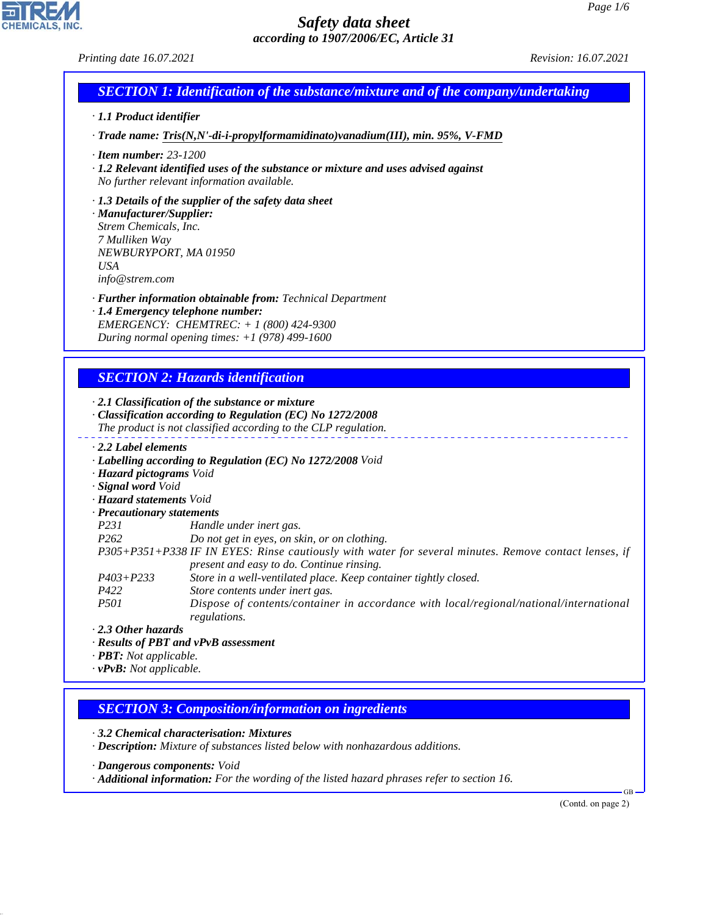# Safety data sheet
*according to 1907/2006/EC, Article 31*

*Printing date 16.07.2021* *Revision: 16.07.2021*

## SECTION 1: Identification of the substance/mixture and of the company/undertaking

· **1.1 Product identifier**

· **Trade name: Tris(N,N'-di-i-propylformamidinato)vanadium(III), min. 95%, V-FMD**

· **Item number:** 23-1200
· **1.2 Relevant identified uses of the substance or mixture and uses advised against**
No further relevant information available.

· **1.3 Details of the supplier of the safety data sheet**
· **Manufacturer/Supplier:**
Strem Chemicals, Inc.
7 Mulliken Way
NEWBURYPORT, MA 01950
USA
info@strem.com

· **Further information obtainable from:** Technical Department
· **1.4 Emergency telephone number:**
EMERGENCY: CHEMTREC: + 1 (800) 424-9300
During normal opening times: +1 (978) 499-1600

## SECTION 2: Hazards identification

· **2.1 Classification of the substance or mixture**
· **Classification according to Regulation (EC) No 1272/2008**
The product is not classified according to the CLP regulation.

· **2.2 Label elements**
· **Labelling according to Regulation (EC) No 1272/2008** Void
· **Hazard pictograms** Void
· **Signal word** Void
· **Hazard statements** Void
· **Precautionary statements**

| | |
|---|---|
| P231 | Handle under inert gas. |
| P262 | Do not get in eyes, on skin, or on clothing. |
| P305+P351+P338 | IF IN EYES: Rinse cautiously with water for several minutes. Remove contact lenses, if present and easy to do. Continue rinsing. |
| P403+P233 | Store in a well-ventilated place. Keep container tightly closed. |
| P422 | Store contents under inert gas. |
| P501 | Dispose of contents/container in accordance with local/regional/national/international regulations. |

· **2.3 Other hazards**
· **Results of PBT and vPvB assessment**
· **PBT:** Not applicable.
· **vPvB:** Not applicable.

## SECTION 3: Composition/information on ingredients

· **3.2 Chemical characterisation: Mixtures**
· **Description:** Mixture of substances listed below with nonhazardous additions.

· **Dangerous components:** Void
· **Additional information:** For the wording of the listed hazard phrases refer to section 16.

(Contd. on page 2)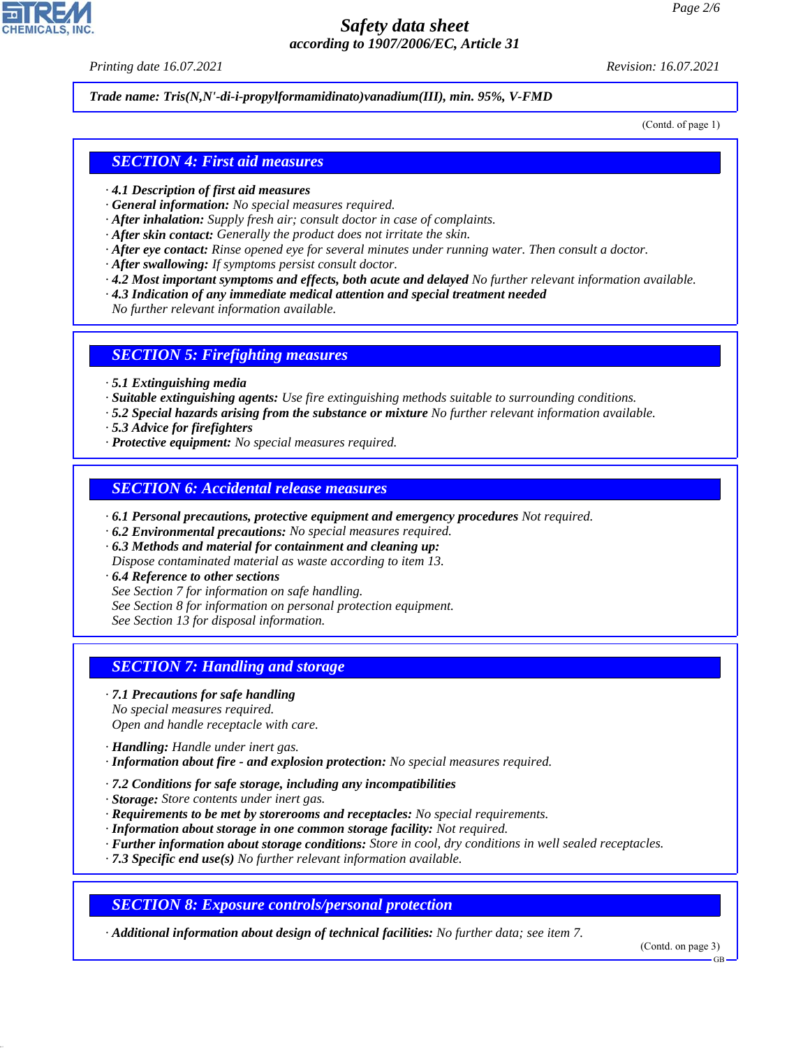**Trade name: Tris(N,N'-di-i-propylformamidinato)vanadium(III), min. 95%, V-FMD**

(Contd. of page 1)

## SECTION 4: First aid measures

· **4.1 Description of first aid measures**
· **General information:** No special measures required.
· **After inhalation:** Supply fresh air; consult doctor in case of complaints.
· **After skin contact:** Generally the product does not irritate the skin.
· **After eye contact:** Rinse opened eye for several minutes under running water. Then consult a doctor.
· **After swallowing:** If symptoms persist consult doctor.
· **4.2 Most important symptoms and effects, both acute and delayed** No further relevant information available.
· **4.3 Indication of any immediate medical attention and special treatment needed**
No further relevant information available.

## SECTION 5: Firefighting measures

· **5.1 Extinguishing media**
· **Suitable extinguishing agents:** Use fire extinguishing methods suitable to surrounding conditions.
· **5.2 Special hazards arising from the substance or mixture** No further relevant information available.
· **5.3 Advice for firefighters**
· **Protective equipment:** No special measures required.

## SECTION 6: Accidental release measures

· **6.1 Personal precautions, protective equipment and emergency procedures** Not required.
· **6.2 Environmental precautions:** No special measures required.
· **6.3 Methods and material for containment and cleaning up:**
Dispose contaminated material as waste according to item 13.
· **6.4 Reference to other sections**
See Section 7 for information on safe handling.
See Section 8 for information on personal protection equipment.
See Section 13 for disposal information.

## SECTION 7: Handling and storage

· **7.1 Precautions for safe handling**
No special measures required.
Open and handle receptacle with care.

· **Handling:** Handle under inert gas.
· **Information about fire - and explosion protection:** No special measures required.

· **7.2 Conditions for safe storage, including any incompatibilities**
· **Storage:** Store contents under inert gas.
· **Requirements to be met by storerooms and receptacles:** No special requirements.
· **Information about storage in one common storage facility:** Not required.
· **Further information about storage conditions:** Store in cool, dry conditions in well sealed receptacles.
· **7.3 Specific end use(s)** No further relevant information available.

## SECTION 8: Exposure controls/personal protection

· **Additional information about design of technical facilities:** No further data; see item 7.

(Contd. on page 3)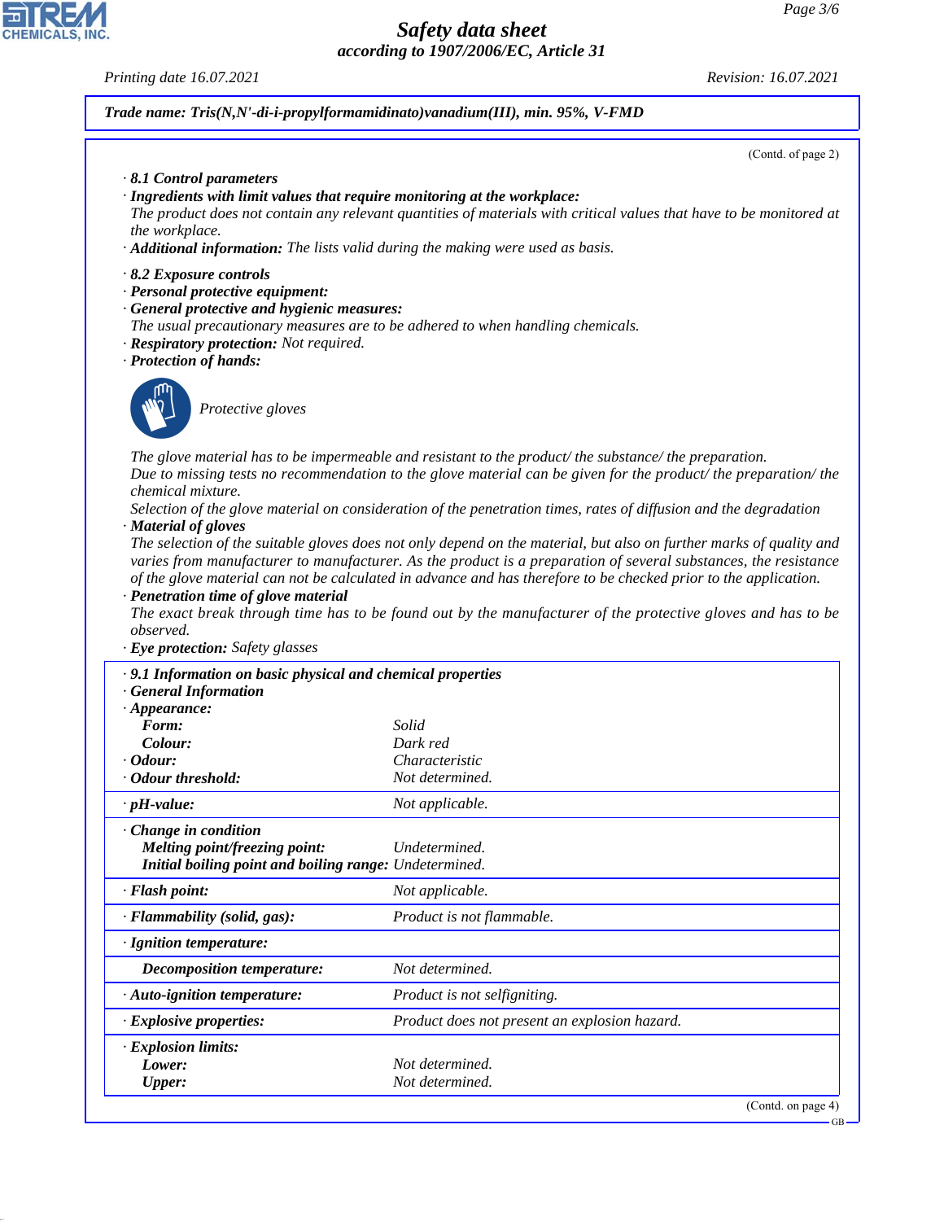**Trade name: Tris(N,N'-di-i-propylformamidinato)vanadium(III), min. 95%, V-FMD**

(Contd. of page 2)

· **8.1 Control parameters**
· **Ingredients with limit values that require monitoring at the workplace:**
The product does not contain any relevant quantities of materials with critical values that have to be monitored at the workplace.
· **Additional information:** The lists valid during the making were used as basis.

· **8.2 Exposure controls**
· **Personal protective equipment:**
· **General protective and hygienic measures:**
The usual precautionary measures are to be adhered to when handling chemicals.
· **Respiratory protection:** Not required.
· **Protection of hands:**

Protective gloves

The glove material has to be impermeable and resistant to the product/ the substance/ the preparation.
Due to missing tests no recommendation to the glove material can be given for the product/ the preparation/ the chemical mixture.
Selection of the glove material on consideration of the penetration times, rates of diffusion and the degradation
· **Material of gloves**
The selection of the suitable gloves does not only depend on the material, but also on further marks of quality and varies from manufacturer to manufacturer. As the product is a preparation of several substances, the resistance of the glove material can not be calculated in advance and has therefore to be checked prior to the application.
· **Penetration time of glove material**
The exact break through time has to be found out by the manufacturer of the protective gloves and has to be observed.
· **Eye protection:** Safety glasses

· **9.1 Information on basic physical and chemical properties**
· **General Information**

| | |
|---|---|
| · **Appearance:** | |
| **Form:** | Solid |
| **Colour:** | Dark red |
| · **Odour:** | Characteristic |
| · **Odour threshold:** | Not determined. |
| · **pH-value:** | Not applicable. |
| · **Change in condition** | |
| **Melting point/freezing point:** | Undetermined. |
| **Initial boiling point and boiling range:** | Undetermined. |
| · **Flash point:** | Not applicable. |
| · **Flammability (solid, gas):** | Product is not flammable. |
| · **Ignition temperature:** | |
| **Decomposition temperature:** | Not determined. |
| · **Auto-ignition temperature:** | Product is not selfigniting. |
| · **Explosive properties:** | Product does not present an explosion hazard. |
| · **Explosion limits:** | |
| **Lower:** | Not determined. |
| **Upper:** | Not determined. |

(Contd. on page 4)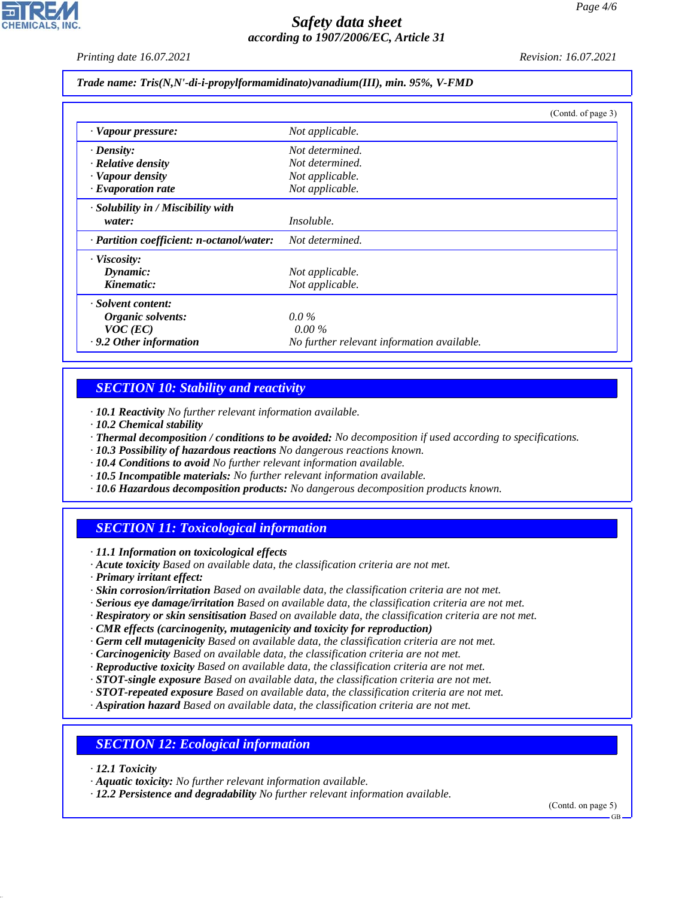**Trade name: Tris(N,N'-di-i-propylformamidinato)vanadium(III), min. 95%, V-FMD**

(Contd. of page 3)

| | |
|---|---|
| · **Vapour pressure:** | Not applicable. |
| · **Density:** | Not determined. |
| · **Relative density** | Not determined. |
| · **Vapour density** | Not applicable. |
| · **Evaporation rate** | Not applicable. |
| · **Solubility in / Miscibility with water:** | Insoluble. |
| · **Partition coefficient: n-octanol/water:** | Not determined. |
| · **Viscosity:** | |
| **Dynamic:** | Not applicable. |
| **Kinematic:** | Not applicable. |
| · **Solvent content:** | |
| **Organic solvents:** | 0.0 % |
| **VOC (EC)** | 0.00 % |
| · **9.2 Other information** | No further relevant information available. |

## SECTION 10: Stability and reactivity

· **10.1 Reactivity** No further relevant information available.
· **10.2 Chemical stability**
· **Thermal decomposition / conditions to be avoided:** No decomposition if used according to specifications.
· **10.3 Possibility of hazardous reactions** No dangerous reactions known.
· **10.4 Conditions to avoid** No further relevant information available.
· **10.5 Incompatible materials:** No further relevant information available.
· **10.6 Hazardous decomposition products:** No dangerous decomposition products known.

## SECTION 11: Toxicological information

· **11.1 Information on toxicological effects**
· **Acute toxicity** Based on available data, the classification criteria are not met.
· **Primary irritant effect:**
· **Skin corrosion/irritation** Based on available data, the classification criteria are not met.
· **Serious eye damage/irritation** Based on available data, the classification criteria are not met.
· **Respiratory or skin sensitisation** Based on available data, the classification criteria are not met.
· **CMR effects (carcinogenity, mutagenicity and toxicity for reproduction)**
· **Germ cell mutagenicity** Based on available data, the classification criteria are not met.
· **Carcinogenicity** Based on available data, the classification criteria are not met.
· **Reproductive toxicity** Based on available data, the classification criteria are not met.
· **STOT-single exposure** Based on available data, the classification criteria are not met.
· **STOT-repeated exposure** Based on available data, the classification criteria are not met.
· **Aspiration hazard** Based on available data, the classification criteria are not met.

## SECTION 12: Ecological information

· **12.1 Toxicity**
· **Aquatic toxicity:** No further relevant information available.
· **12.2 Persistence and degradability** No further relevant information available.

(Contd. on page 5)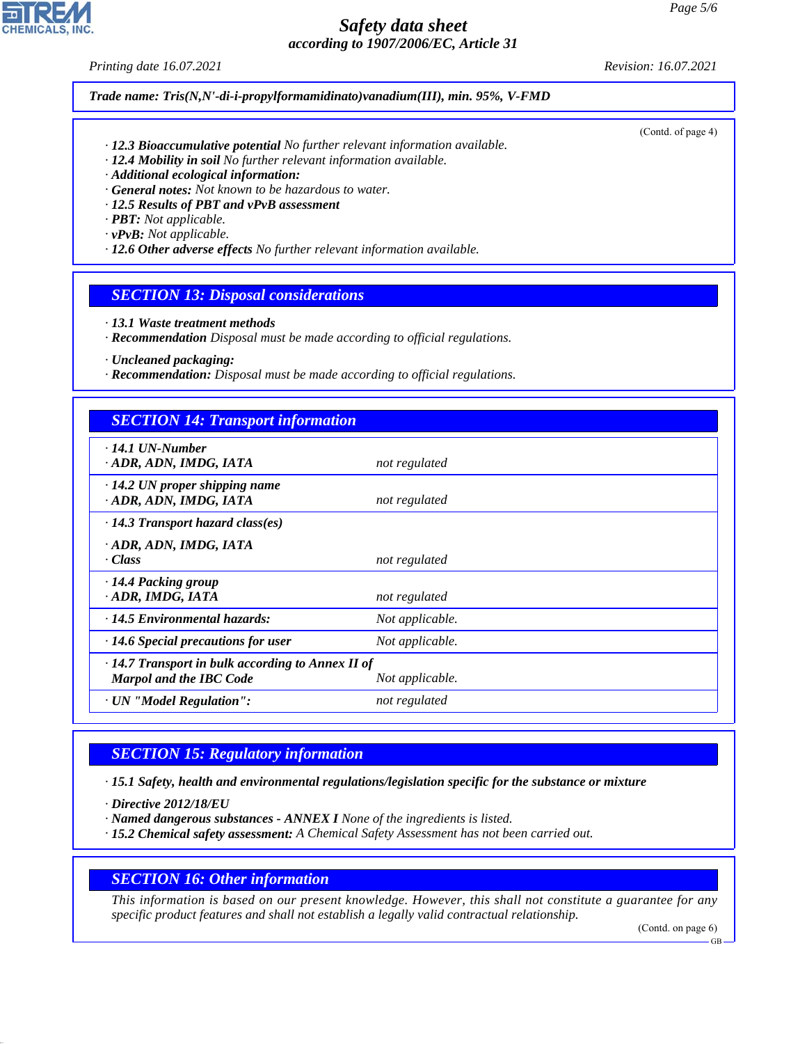*Printing date 16.07.2021* *Revision: 16.07.2021*

***Trade name: Tris(N,N'-di-i-propylformamidinato)vanadium(III), min. 95%, V-FMD***

(Contd. of page 4)

· ***12.3 Bioaccumulative potential*** *No further relevant information available.*
· ***12.4 Mobility in soil*** *No further relevant information available.*
· ***Additional ecological information:***
· ***General notes:*** *Not known to be hazardous to water.*
· ***12.5 Results of PBT and vPvB assessment***
· ***PBT:*** *Not applicable.*
· ***vPvB:*** *Not applicable.*
· ***12.6 Other adverse effects*** *No further relevant information available.*

## *SECTION 13: Disposal considerations*

· ***13.1 Waste treatment methods***
· ***Recommendation*** *Disposal must be made according to official regulations.*

· ***Uncleaned packaging:***
· ***Recommendation:*** *Disposal must be made according to official regulations.*

## *SECTION 14: Transport information*

| | |
|---|---|
| · ***14.1 UN-Number***<br>· ***ADR, ADN, IMDG, IATA*** | *not regulated* |
| · ***14.2 UN proper shipping name***<br>· ***ADR, ADN, IMDG, IATA*** | *not regulated* |
| · ***14.3 Transport hazard class(es)***<br>· ***ADR, ADN, IMDG, IATA***<br>· ***Class*** | *not regulated* |
| · ***14.4 Packing group***<br>· ***ADR, IMDG, IATA*** | *not regulated* |
| · ***14.5 Environmental hazards:*** | *Not applicable.* |
| · ***14.6 Special precautions for user*** | *Not applicable.* |
| · ***14.7 Transport in bulk according to Annex II of Marpol and the IBC Code*** | *Not applicable.* |
| · ***UN "Model Regulation":*** | *not regulated* |

## *SECTION 15: Regulatory information*

· ***15.1 Safety, health and environmental regulations/legislation specific for the substance or mixture***

· ***Directive 2012/18/EU***
· ***Named dangerous substances - ANNEX I*** *None of the ingredients is listed.*
· ***15.2 Chemical safety assessment:*** *A Chemical Safety Assessment has not been carried out.*

## *SECTION 16: Other information*

*This information is based on our present knowledge. However, this shall not constitute a guarantee for any specific product features and shall not establish a legally valid contractual relationship.*

(Contd. on page 6)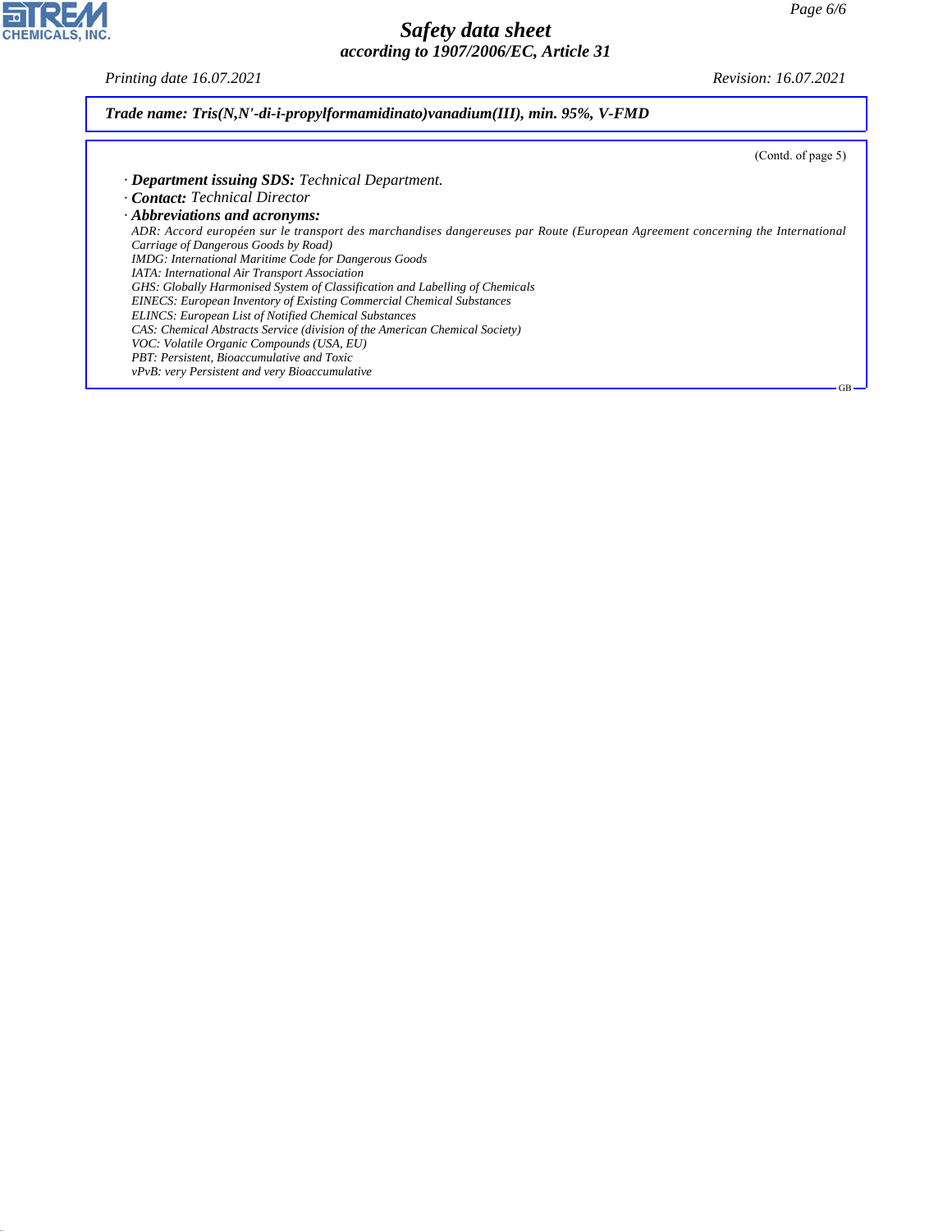(Contd. of page 5)

· ***Department issuing SDS:*** *Technical Department.*
· ***Contact:*** *Technical Director*
· ***Abbreviations and acronyms:***
*ADR: Accord européen sur le transport des marchandises dangereuses par Route (European Agreement concerning the International Carriage of Dangerous Goods by Road)*
*IMDG: International Maritime Code for Dangerous Goods*
*IATA: International Air Transport Association*
*GHS: Globally Harmonised System of Classification and Labelling of Chemicals*
*EINECS: European Inventory of Existing Commercial Chemical Substances*
*ELINCS: European List of Notified Chemical Substances*
*CAS: Chemical Abstracts Service (division of the American Chemical Society)*
*VOC: Volatile Organic Compounds (USA, EU)*
*PBT: Persistent, Bioaccumulative and Toxic*
*vPvB: very Persistent and very Bioaccumulative*